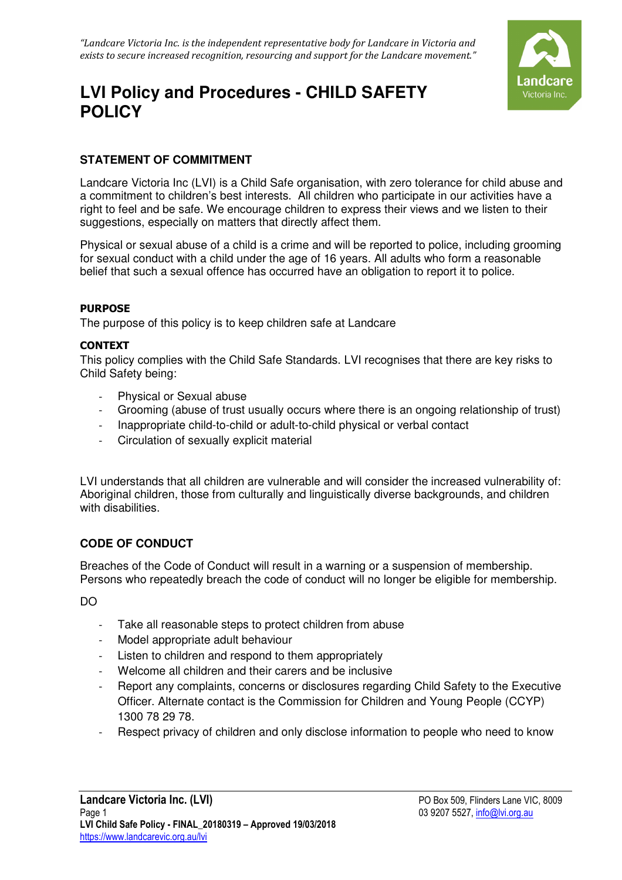*"Landcare Victoria Inc. is the independent representative body for Landcare in Victoria and exists to secure increased recognition, resourcing and support for the Landcare movement."*

# LVI Policy and Procedures - CHILD SAFETY POLICY

## STATEMENT OF COMMITMENT

Landcare Victoria Inc (LVI) is a Child Safe organisation, with zero tolerance for child abuse and a commitment to children's best interests. All children who participate in our activities have a right to feel and be safe. We encourage children to express their views and we listen to their suggestions, especially on matters that directly affect them.

Physical or sexual abuse of a child is a crime and will be reported to police, including grooming for sexual conduct with a child under the age of 16 years. All adults who form a reasonable belief that such a sexual offence has occurred have an obligation to report it to police.

### PURPOSE

The purpose of this policy is to keep children safe at Landcare

### CONTEXT

This policy complies with the Child Safe Standards. LVI recognises that there are key risks to Child Safety being:

- Physical or Sexual abuse
- Grooming (abuse of trust usually occurs where there is an ongoing relationship of trust)
- Inappropriate child-to-child or adult-to-child physical or verbal contact
- Circulation of sexually explicit material

LVI understands that all children are vulnerable and will consider the increased vulnerability of: Aboriginal children, those from culturally and linguistically diverse backgrounds, and children with disabilities.

## CODE OF CONDUCT

Breaches of the Code of Conduct will result in a warning or a suspension of membership. Persons who repeatedly breach the code of conduct will no longer be eligible for membership.

DO

- Take all reasonable steps to protect children from abuse
- Model appropriate adult behaviour
- Listen to children and respond to them appropriately
- Welcome all children and their carers and be inclusive
- Report any complaints, concerns or disclosures regarding Child Safety to the Executive Officer. Alternate contact is the Commission for Children and Young People (CCYP) 1300 78 29 78.
- Respect privacy of children and only disclose information to people who need to know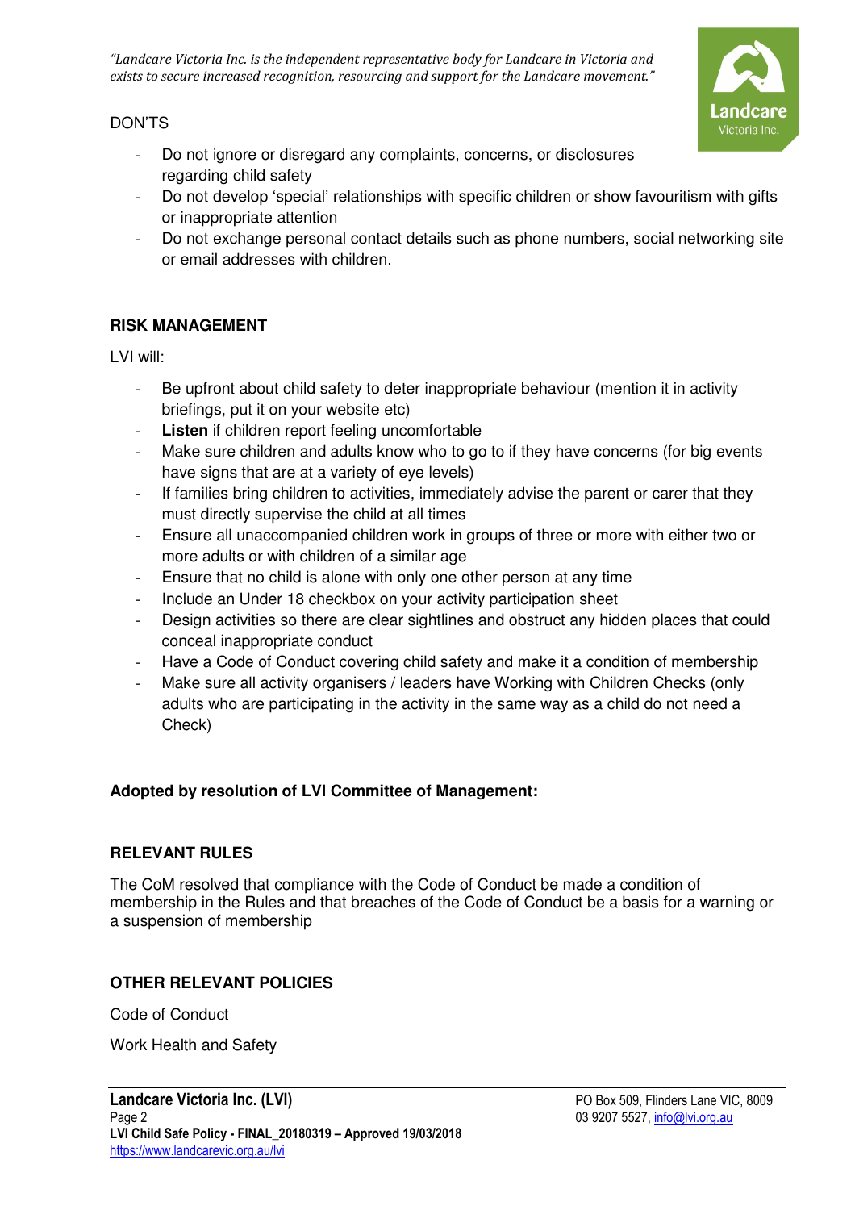DON'TS

- Do not ignore or disregard any complaints, concerns, or disclosures regarding child safety
- Do not develop 'special' relationships with specific children or show favouritism with gifts or inappropriate attention
- Do not exchange personal contact details such as phone numbers, social networking site or email addresses with children.

## RISK MANAGEMENT

LVI will:

- Be upfront about child safety to deter inappropriate behaviour (mention it in activity briefings, put it on your website etc)
- **Listen** if children report feeling uncomfortable
- Make sure children and adults know who to go to if they have concerns (for big events have signs that are at a variety of eye levels)
- If families bring children to activities, immediately advise the parent or carer that they must directly supervise the child at all times
- Ensure all unaccompanied children work in groups of three or more with either two or more adults or with children of a similar age
- Ensure that no child is alone with only one other person at any time
- Include an Under 18 checkbox on your activity participation sheet
- Design activities so there are clear sightlines and obstruct any hidden places that could conceal inappropriate conduct
- Have a Code of Conduct covering child safety and make it a condition of membership
- Make sure all activity organisers / leaders have Working with Children Checks (only adults who are participating in the activity in the same way as a child do not need a Check)

**Adopted by resolution of LVI Committee of Management:**

## RELEVANT RULES

The CoM resolved that compliance with the Code of Conduct be made a condition of membership in the Rules and that breaches of the Code of Conduct be a basis for a warning or a suspension of membership

## OTHER RELEVANT POLICIES

Code of Conduct

Work Health and Safety